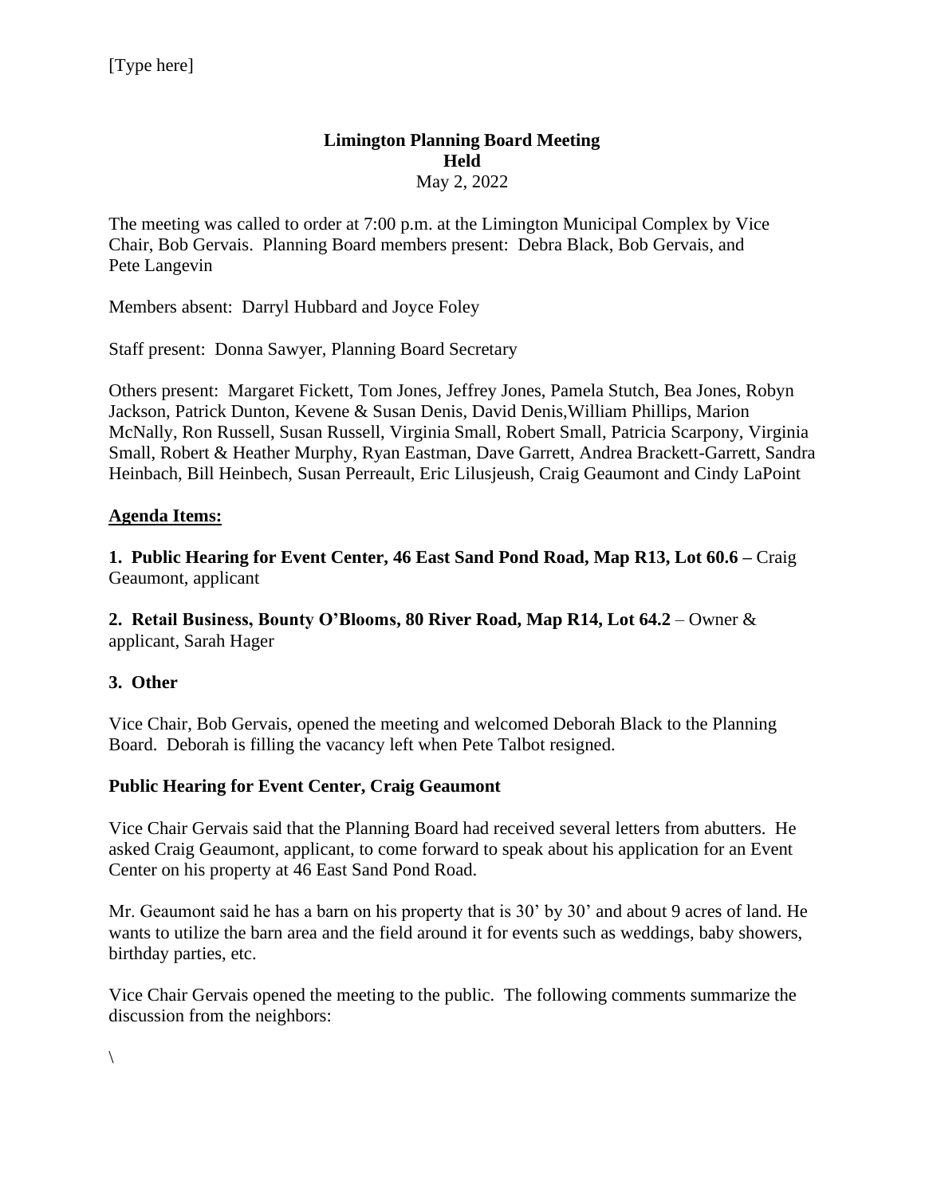[Type here]

**Limington Planning Board Meeting**
**Held**
May 2, 2022

The meeting was called to order at 7:00 p.m. at the Limington Municipal Complex by Vice Chair, Bob Gervais. Planning Board members present: Debra Black, Bob Gervais, and Pete Langevin

Members absent: Darryl Hubbard and Joyce Foley

Staff present: Donna Sawyer, Planning Board Secretary

Others present: Margaret Fickett, Tom Jones, Jeffrey Jones, Pamela Stutch, Bea Jones, Robyn Jackson, Patrick Dunton, Kevene & Susan Denis, David Denis,William Phillips, Marion McNally, Ron Russell, Susan Russell, Virginia Small, Robert Small, Patricia Scarpony, Virginia Small, Robert & Heather Murphy, Ryan Eastman, Dave Garrett, Andrea Brackett-Garrett, Sandra Heinbach, Bill Heinbech, Susan Perreault, Eric Lilusjeush, Craig Geaumont and Cindy LaPoint

**Agenda Items:**

**1. Public Hearing for Event Center, 46 East Sand Pond Road, Map R13, Lot 60.6 –** Craig Geaumont, applicant

**2. Retail Business, Bounty O'Blooms, 80 River Road, Map R14, Lot 64.2** – Owner & applicant, Sarah Hager

**3. Other**

Vice Chair, Bob Gervais, opened the meeting and welcomed Deborah Black to the Planning Board. Deborah is filling the vacancy left when Pete Talbot resigned.

**Public Hearing for Event Center, Craig Geaumont**

Vice Chair Gervais said that the Planning Board had received several letters from abutters. He asked Craig Geaumont, applicant, to come forward to speak about his application for an Event Center on his property at 46 East Sand Pond Road.

Mr. Geaumont said he has a barn on his property that is 30' by 30' and about 9 acres of land. He wants to utilize the barn area and the field around it for events such as weddings, baby showers, birthday parties, etc.

Vice Chair Gervais opened the meeting to the public. The following comments summarize the discussion from the neighbors:

\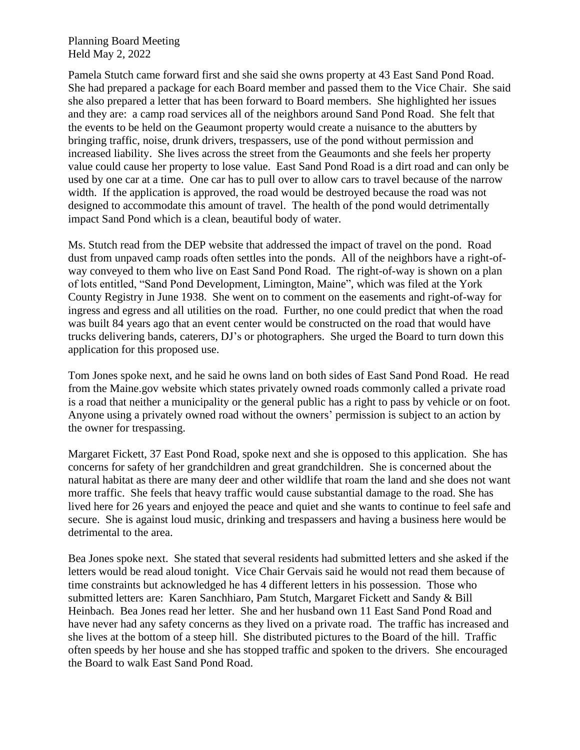Planning Board Meeting
Held May 2, 2022

Pamela Stutch came forward first and she said she owns property at 43 East Sand Pond Road. She had prepared a package for each Board member and passed them to the Vice Chair. She said she also prepared a letter that has been forward to Board members. She highlighted her issues and they are: a camp road services all of the neighbors around Sand Pond Road. She felt that the events to be held on the Geaumont property would create a nuisance to the abutters by bringing traffic, noise, drunk drivers, trespassers, use of the pond without permission and increased liability. She lives across the street from the Geaumonts and she feels her property value could cause her property to lose value. East Sand Pond Road is a dirt road and can only be used by one car at a time. One car has to pull over to allow cars to travel because of the narrow width. If the application is approved, the road would be destroyed because the road was not designed to accommodate this amount of travel. The health of the pond would detrimentally impact Sand Pond which is a clean, beautiful body of water.

Ms. Stutch read from the DEP website that addressed the impact of travel on the pond. Road dust from unpaved camp roads often settles into the ponds. All of the neighbors have a right-of-way conveyed to them who live on East Sand Pond Road. The right-of-way is shown on a plan of lots entitled, "Sand Pond Development, Limington, Maine", which was filed at the York County Registry in June 1938. She went on to comment on the easements and right-of-way for ingress and egress and all utilities on the road. Further, no one could predict that when the road was built 84 years ago that an event center would be constructed on the road that would have trucks delivering bands, caterers, DJ's or photographers. She urged the Board to turn down this application for this proposed use.

Tom Jones spoke next, and he said he owns land on both sides of East Sand Pond Road. He read from the Maine.gov website which states privately owned roads commonly called a private road is a road that neither a municipality or the general public has a right to pass by vehicle or on foot. Anyone using a privately owned road without the owners' permission is subject to an action by the owner for trespassing.

Margaret Fickett, 37 East Pond Road, spoke next and she is opposed to this application. She has concerns for safety of her grandchildren and great grandchildren. She is concerned about the natural habitat as there are many deer and other wildlife that roam the land and she does not want more traffic. She feels that heavy traffic would cause substantial damage to the road. She has lived here for 26 years and enjoyed the peace and quiet and she wants to continue to feel safe and secure. She is against loud music, drinking and trespassers and having a business here would be detrimental to the area.

Bea Jones spoke next. She stated that several residents had submitted letters and she asked if the letters would be read aloud tonight. Vice Chair Gervais said he would not read them because of time constraints but acknowledged he has 4 different letters in his possession. Those who submitted letters are: Karen Sanchhiaro, Pam Stutch, Margaret Fickett and Sandy & Bill Heinbach. Bea Jones read her letter. She and her husband own 11 East Sand Pond Road and have never had any safety concerns as they lived on a private road. The traffic has increased and she lives at the bottom of a steep hill. She distributed pictures to the Board of the hill. Traffic often speeds by her house and she has stopped traffic and spoken to the drivers. She encouraged the Board to walk East Sand Pond Road.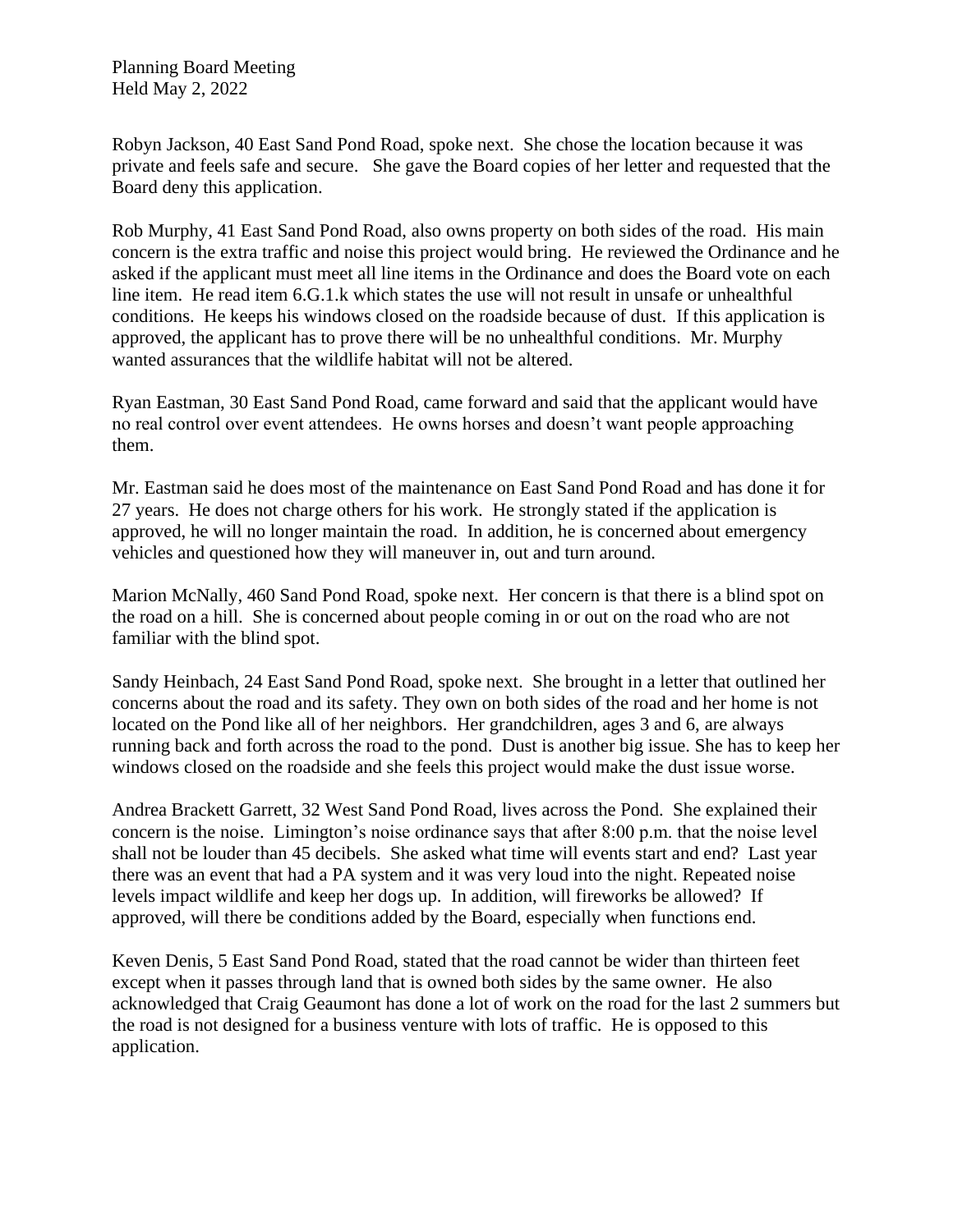Robyn Jackson, 40 East Sand Pond Road, spoke next. She chose the location because it was private and feels safe and secure. She gave the Board copies of her letter and requested that the Board deny this application.

Rob Murphy, 41 East Sand Pond Road, also owns property on both sides of the road. His main concern is the extra traffic and noise this project would bring. He reviewed the Ordinance and he asked if the applicant must meet all line items in the Ordinance and does the Board vote on each line item. He read item 6.G.1.k which states the use will not result in unsafe or unhealthful conditions. He keeps his windows closed on the roadside because of dust. If this application is approved, the applicant has to prove there will be no unhealthful conditions. Mr. Murphy wanted assurances that the wildlife habitat will not be altered.

Ryan Eastman, 30 East Sand Pond Road, came forward and said that the applicant would have no real control over event attendees. He owns horses and doesn't want people approaching them.

Mr. Eastman said he does most of the maintenance on East Sand Pond Road and has done it for 27 years. He does not charge others for his work. He strongly stated if the application is approved, he will no longer maintain the road. In addition, he is concerned about emergency vehicles and questioned how they will maneuver in, out and turn around.

Marion McNally, 460 Sand Pond Road, spoke next. Her concern is that there is a blind spot on the road on a hill. She is concerned about people coming in or out on the road who are not familiar with the blind spot.

Sandy Heinbach, 24 East Sand Pond Road, spoke next. She brought in a letter that outlined her concerns about the road and its safety. They own on both sides of the road and her home is not located on the Pond like all of her neighbors. Her grandchildren, ages 3 and 6, are always running back and forth across the road to the pond. Dust is another big issue. She has to keep her windows closed on the roadside and she feels this project would make the dust issue worse.

Andrea Brackett Garrett, 32 West Sand Pond Road, lives across the Pond. She explained their concern is the noise. Limington's noise ordinance says that after 8:00 p.m. that the noise level shall not be louder than 45 decibels. She asked what time will events start and end? Last year there was an event that had a PA system and it was very loud into the night. Repeated noise levels impact wildlife and keep her dogs up. In addition, will fireworks be allowed? If approved, will there be conditions added by the Board, especially when functions end.

Keven Denis, 5 East Sand Pond Road, stated that the road cannot be wider than thirteen feet except when it passes through land that is owned both sides by the same owner. He also acknowledged that Craig Geaumont has done a lot of work on the road for the last 2 summers but the road is not designed for a business venture with lots of traffic. He is opposed to this application.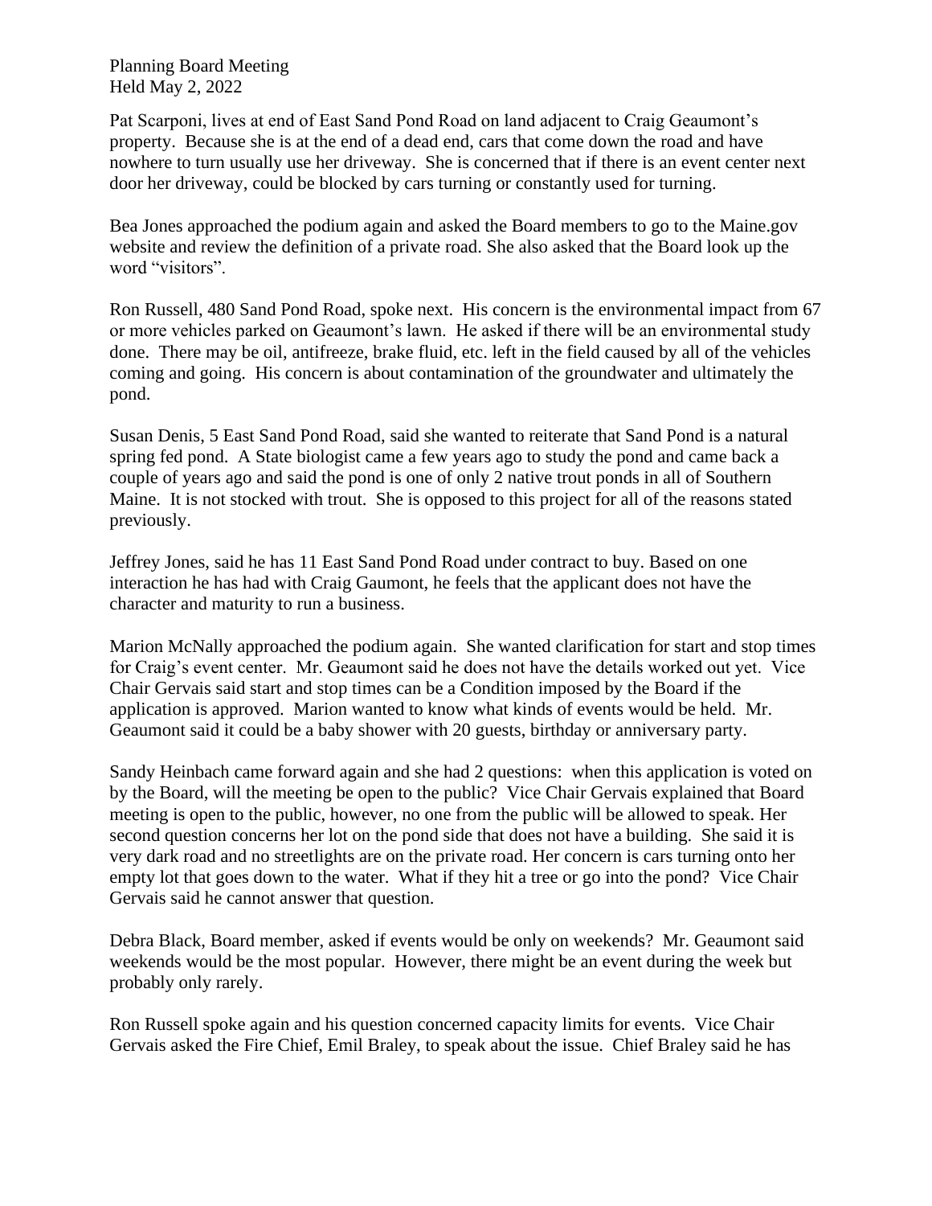Planning Board Meeting
Held May 2, 2022

Pat Scarponi, lives at end of East Sand Pond Road on land adjacent to Craig Geaumont's property. Because she is at the end of a dead end, cars that come down the road and have nowhere to turn usually use her driveway. She is concerned that if there is an event center next door her driveway, could be blocked by cars turning or constantly used for turning.

Bea Jones approached the podium again and asked the Board members to go to the Maine.gov website and review the definition of a private road. She also asked that the Board look up the word "visitors".

Ron Russell, 480 Sand Pond Road, spoke next. His concern is the environmental impact from 67 or more vehicles parked on Geaumont's lawn. He asked if there will be an environmental study done. There may be oil, antifreeze, brake fluid, etc. left in the field caused by all of the vehicles coming and going. His concern is about contamination of the groundwater and ultimately the pond.

Susan Denis, 5 East Sand Pond Road, said she wanted to reiterate that Sand Pond is a natural spring fed pond. A State biologist came a few years ago to study the pond and came back a couple of years ago and said the pond is one of only 2 native trout ponds in all of Southern Maine. It is not stocked with trout. She is opposed to this project for all of the reasons stated previously.

Jeffrey Jones, said he has 11 East Sand Pond Road under contract to buy. Based on one interaction he has had with Craig Gaumont, he feels that the applicant does not have the character and maturity to run a business.

Marion McNally approached the podium again. She wanted clarification for start and stop times for Craig's event center. Mr. Geaumont said he does not have the details worked out yet. Vice Chair Gervais said start and stop times can be a Condition imposed by the Board if the application is approved. Marion wanted to know what kinds of events would be held. Mr. Geaumont said it could be a baby shower with 20 guests, birthday or anniversary party.

Sandy Heinbach came forward again and she had 2 questions: when this application is voted on by the Board, will the meeting be open to the public? Vice Chair Gervais explained that Board meeting is open to the public, however, no one from the public will be allowed to speak. Her second question concerns her lot on the pond side that does not have a building. She said it is very dark road and no streetlights are on the private road. Her concern is cars turning onto her empty lot that goes down to the water. What if they hit a tree or go into the pond? Vice Chair Gervais said he cannot answer that question.

Debra Black, Board member, asked if events would be only on weekends? Mr. Geaumont said weekends would be the most popular. However, there might be an event during the week but probably only rarely.

Ron Russell spoke again and his question concerned capacity limits for events. Vice Chair Gervais asked the Fire Chief, Emil Braley, to speak about the issue. Chief Braley said he has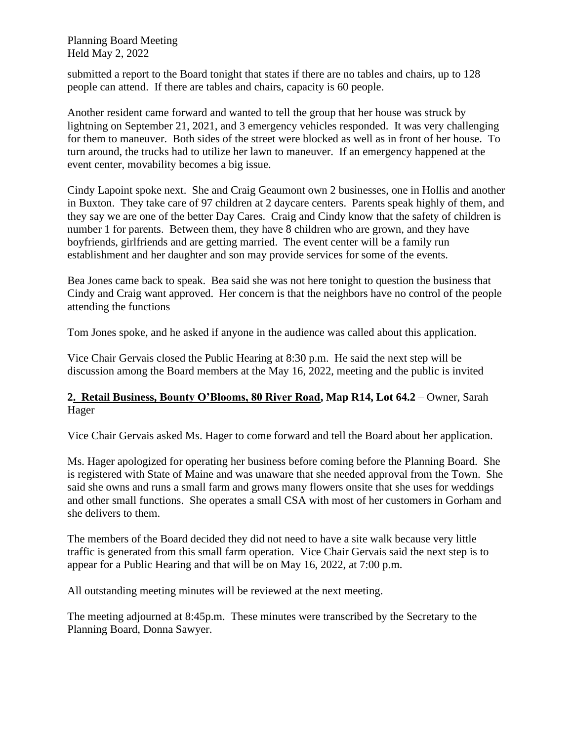submitted a report to the Board tonight that states if there are no tables and chairs, up to 128 people can attend. If there are tables and chairs, capacity is 60 people.

Another resident came forward and wanted to tell the group that her house was struck by lightning on September 21, 2021, and 3 emergency vehicles responded. It was very challenging for them to maneuver. Both sides of the street were blocked as well as in front of her house. To turn around, the trucks had to utilize her lawn to maneuver. If an emergency happened at the event center, movability becomes a big issue.

Cindy Lapoint spoke next. She and Craig Geaumont own 2 businesses, one in Hollis and another in Buxton. They take care of 97 children at 2 daycare centers. Parents speak highly of them, and they say we are one of the better Day Cares. Craig and Cindy know that the safety of children is number 1 for parents. Between them, they have 8 children who are grown, and they have boyfriends, girlfriends and are getting married. The event center will be a family run establishment and her daughter and son may provide services for some of the events.

Bea Jones came back to speak. Bea said she was not here tonight to question the business that Cindy and Craig want approved. Her concern is that the neighbors have no control of the people attending the functions

Tom Jones spoke, and he asked if anyone in the audience was called about this application.

Vice Chair Gervais closed the Public Hearing at 8:30 p.m. He said the next step will be discussion among the Board members at the May 16, 2022, meeting and the public is invited

**2. Retail Business, Bounty O'Blooms, 80 River Road, Map R14, Lot 64.2** – Owner, Sarah Hager

Vice Chair Gervais asked Ms. Hager to come forward and tell the Board about her application.

Ms. Hager apologized for operating her business before coming before the Planning Board. She is registered with State of Maine and was unaware that she needed approval from the Town. She said she owns and runs a small farm and grows many flowers onsite that she uses for weddings and other small functions. She operates a small CSA with most of her customers in Gorham and she delivers to them.

The members of the Board decided they did not need to have a site walk because very little traffic is generated from this small farm operation. Vice Chair Gervais said the next step is to appear for a Public Hearing and that will be on May 16, 2022, at 7:00 p.m.

All outstanding meeting minutes will be reviewed at the next meeting.

The meeting adjourned at 8:45p.m. These minutes were transcribed by the Secretary to the Planning Board, Donna Sawyer.